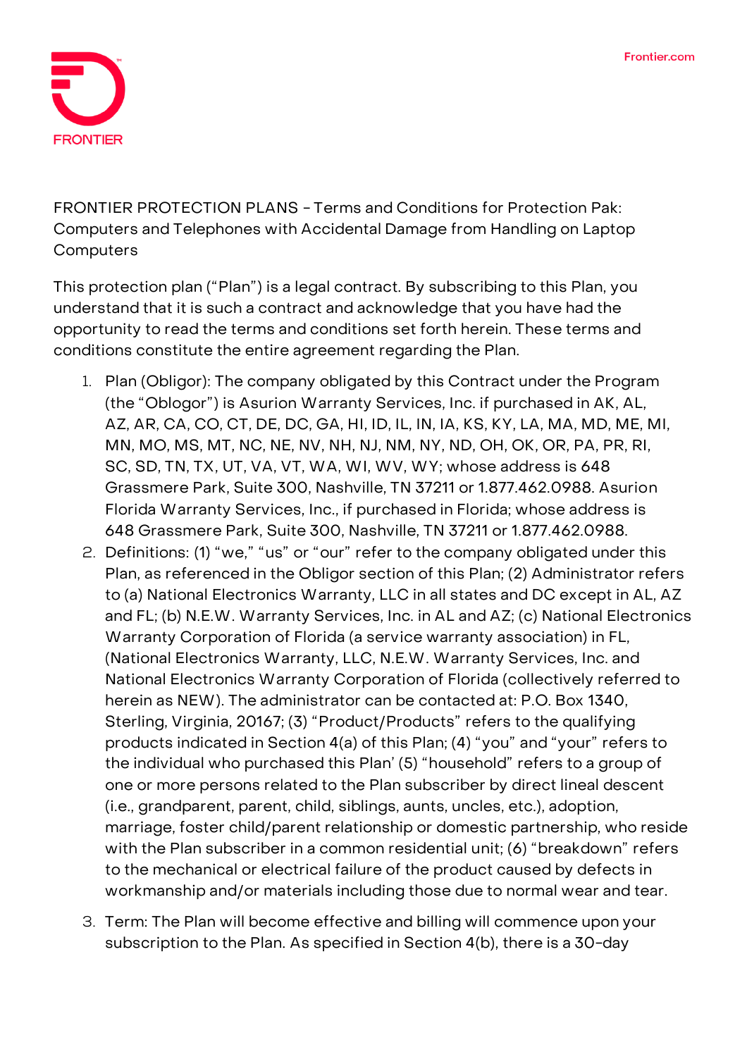FRONTIER

Frontier.com

FRONTIER PROTECTION PLANS – Terms and Conditions for Protection Pak: Computers and Telephones with Accidental Damage from Handling on Laptop Computers

This protection plan ("Plan") is a legal contract. By subscribing to this Plan, you understand that it is such a contract and acknowledge that you have had the opportunity to read the terms and conditions set forth herein. These terms and conditions constitute the entire agreement regarding the Plan.

1. Plan (Obligor): The company obligated by this Contract under the Program (the "Oblogor") is Asurion Warranty Services, Inc. if purchased in AK, AL, AZ, AR, CA, CO, CT, DE, DC, GA, HI, ID, IL, IN, IA, KS, KY, LA, MA, MD, ME, MI, MN, MO, MS, MT, NC, NE, NV, NH, NJ, NM, NY, ND, OH, OK, OR, PA, PR, RI, SC, SD, TN, TX, UT, VA, VT, WA, WI, WV, WY; whose address is 648 Grassmere Park, Suite 300, Nashville, TN 37211 or 1.877.462.0988. Asurion Florida Warranty Services, Inc., if purchased in Florida; whose address is 648 Grassmere Park, Suite 300, Nashville, TN 37211 or 1.877.462.0988.
2. Definitions: (1) "we," "us" or "our" refer to the company obligated under this Plan, as referenced in the Obligor section of this Plan; (2) Administrator refers to (a) National Electronics Warranty, LLC in all states and DC except in AL, AZ and FL; (b) N.E.W. Warranty Services, Inc. in AL and AZ; (c) National Electronics Warranty Corporation of Florida (a service warranty association) in FL, (National Electronics Warranty, LLC, N.E.W. Warranty Services, Inc. and National Electronics Warranty Corporation of Florida (collectively referred to herein as NEW). The administrator can be contacted at: P.O. Box 1340, Sterling, Virginia, 20167; (3) "Product/Products" refers to the qualifying products indicated in Section 4(a) of this Plan; (4) "you" and "your" refers to the individual who purchased this Plan' (5) "household" refers to a group of one or more persons related to the Plan subscriber by direct lineal descent (i.e., grandparent, parent, child, siblings, aunts, uncles, etc.), adoption, marriage, foster child/parent relationship or domestic partnership, who reside with the Plan subscriber in a common residential unit; (6) "breakdown" refers to the mechanical or electrical failure of the product caused by defects in workmanship and/or materials including those due to normal wear and tear.
3. Term: The Plan will become effective and billing will commence upon your subscription to the Plan. As specified in Section 4(b), there is a 30-day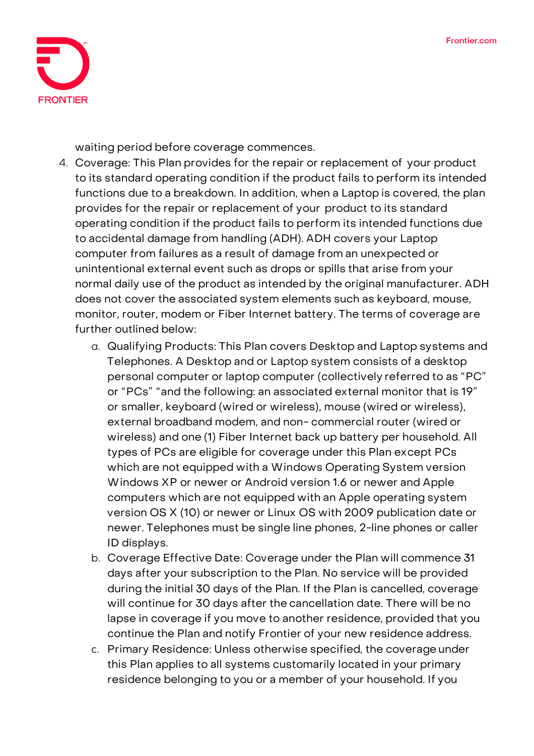waiting period before coverage commences.

4. Coverage: This Plan provides for the repair or replacement of your product to its standard operating condition if the product fails to perform its intended functions due to a breakdown. In addition, when a Laptop is covered, the plan provides for the repair or replacement of your product to its standard operating condition if the product fails to perform its intended functions due to accidental damage from handling (ADH). ADH covers your Laptop computer from failures as a result of damage from an unexpected or unintentional external event such as drops or spills that arise from your normal daily use of the product as intended by the original manufacturer. ADH does not cover the associated system elements such as keyboard, mouse, monitor, router, modem or Fiber Internet battery. The terms of coverage are further outlined below:
   a. Qualifying Products: This Plan covers Desktop and Laptop systems and Telephones. A Desktop and or Laptop system consists of a desktop personal computer or laptop computer (collectively referred to as "PC" or "PCs" "and the following: an associated external monitor that is 19" or smaller, keyboard (wired or wireless), mouse (wired or wireless), external broadband modem, and non- commercial router (wired or wireless) and one (1) Fiber Internet back up battery per household. All types of PCs are eligible for coverage under this Plan except PCs which are not equipped with a Windows Operating System version Windows XP or newer or Android version 1.6 or newer and Apple computers which are not equipped with an Apple operating system version OS X (10) or newer or Linux OS with 2009 publication date or newer. Telephones must be single line phones, 2-line phones or caller ID displays.
   b. Coverage Effective Date: Coverage under the Plan will commence 31 days after your subscription to the Plan. No service will be provided during the initial 30 days of the Plan. If the Plan is cancelled, coverage will continue for 30 days after the cancellation date. There will be no lapse in coverage if you move to another residence, provided that you continue the Plan and notify Frontier of your new residence address.
   c. Primary Residence: Unless otherwise specified, the coverage under this Plan applies to all systems customarily located in your primary residence belonging to you or a member of your household. If you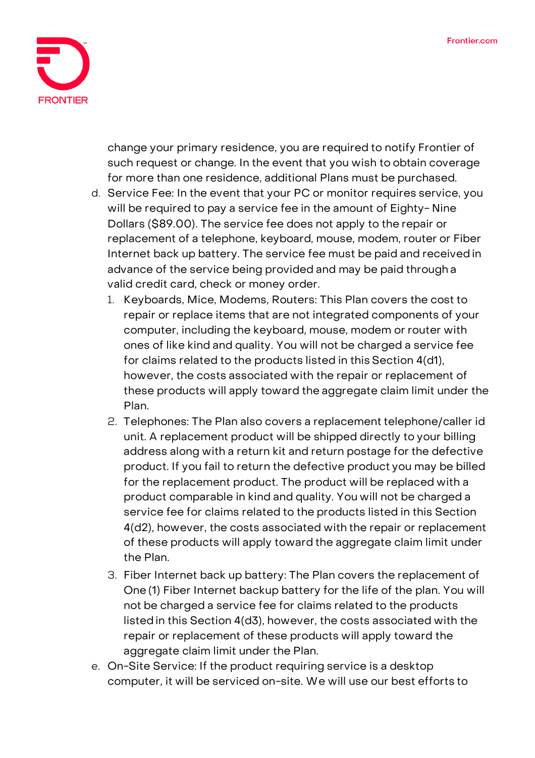change your primary residence, you are required to notify Frontier of such request or change. In the event that you wish to obtain coverage for more than one residence, additional Plans must be purchased.

d. Service Fee: In the event that your PC or monitor requires service, you will be required to pay a service fee in the amount of Eighty- Nine Dollars ($89.00). The service fee does not apply to the repair or replacement of a telephone, keyboard, mouse, modem, router or Fiber Internet back up battery. The service fee must be paid and received in advance of the service being provided and may be paid through a valid credit card, check or money order.

   1. Keyboards, Mice, Modems, Routers: This Plan covers the cost to repair or replace items that are not integrated components of your computer, including the keyboard, mouse, modem or router with ones of like kind and quality. You will not be charged a service fee for claims related to the products listed in this Section 4(d1), however, the costs associated with the repair or replacement of these products will apply toward the aggregate claim limit under the Plan.
   2. Telephones: The Plan also covers a replacement telephone/caller id unit. A replacement product will be shipped directly to your billing address along with a return kit and return postage for the defective product. If you fail to return the defective product you may be billed for the replacement product. The product will be replaced with a product comparable in kind and quality. You will not be charged a service fee for claims related to the products listed in this Section 4(d2), however, the costs associated with the repair or replacement of these products will apply toward the aggregate claim limit under the Plan.
   3. Fiber Internet back up battery: The Plan covers the replacement of One (1) Fiber Internet backup battery for the life of the plan. You will not be charged a service fee for claims related to the products listed in this Section 4(d3), however, the costs associated with the repair or replacement of these products will apply toward the aggregate claim limit under the Plan.

e. On-Site Service: If the product requiring service is a desktop computer, it will be serviced on-site. We will use our best efforts to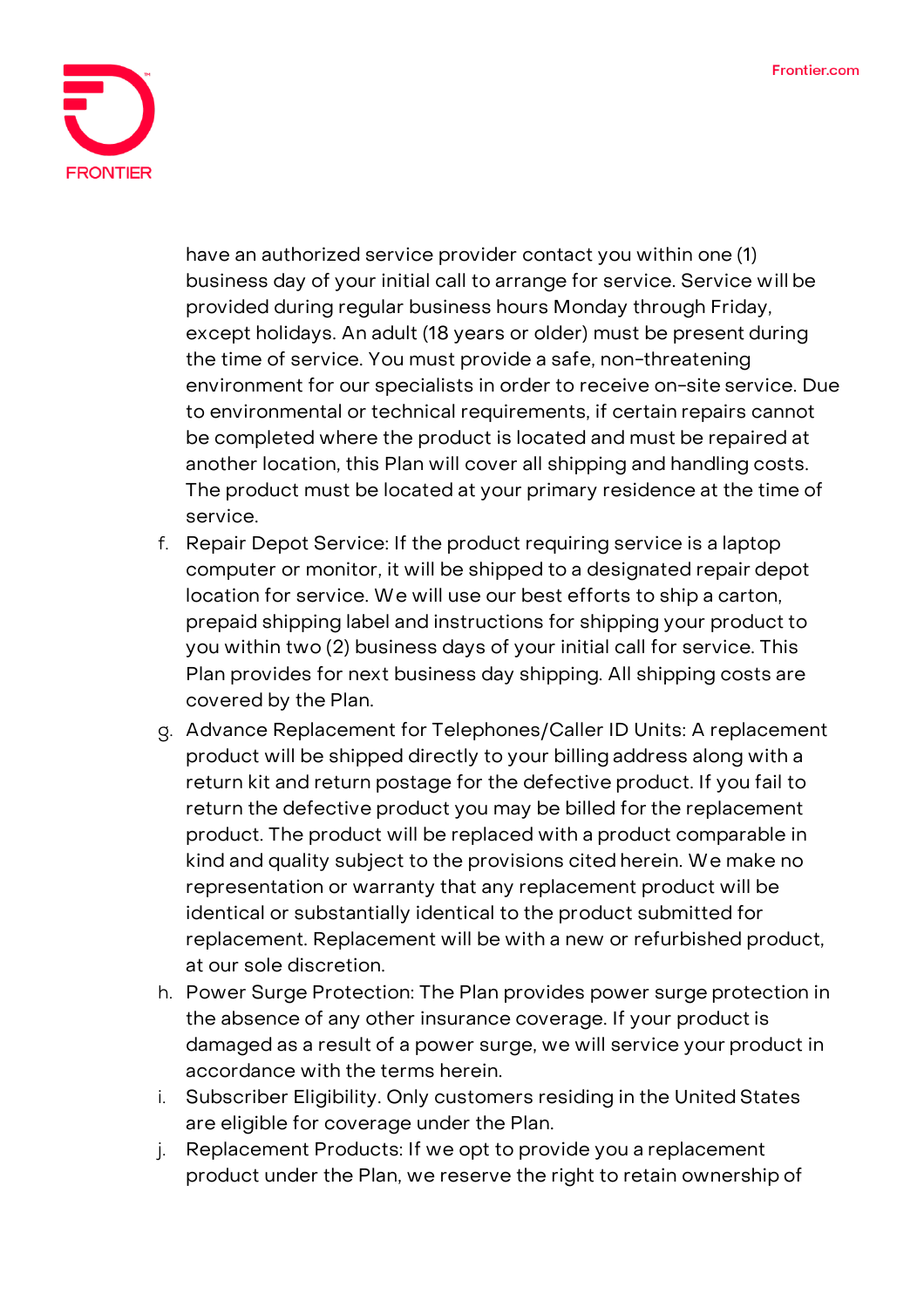have an authorized service provider contact you within one (1) business day of your initial call to arrange for service. Service will be provided during regular business hours Monday through Friday, except holidays. An adult (18 years or older) must be present during the time of service. You must provide a safe, non-threatening environment for our specialists in order to receive on-site service. Due to environmental or technical requirements, if certain repairs cannot be completed where the product is located and must be repaired at another location, this Plan will cover all shipping and handling costs. The product must be located at your primary residence at the time of service.

f. Repair Depot Service: If the product requiring service is a laptop computer or monitor, it will be shipped to a designated repair depot location for service. We will use our best efforts to ship a carton, prepaid shipping label and instructions for shipping your product to you within two (2) business days of your initial call for service. This Plan provides for next business day shipping. All shipping costs are covered by the Plan.

g. Advance Replacement for Telephones/Caller ID Units: A replacement product will be shipped directly to your billing address along with a return kit and return postage for the defective product. If you fail to return the defective product you may be billed for the replacement product. The product will be replaced with a product comparable in kind and quality subject to the provisions cited herein. We make no representation or warranty that any replacement product will be identical or substantially identical to the product submitted for replacement. Replacement will be with a new or refurbished product, at our sole discretion.

h. Power Surge Protection: The Plan provides power surge protection in the absence of any other insurance coverage. If your product is damaged as a result of a power surge, we will service your product in accordance with the terms herein.

i. Subscriber Eligibility. Only customers residing in the United States are eligible for coverage under the Plan.

j. Replacement Products: If we opt to provide you a replacement product under the Plan, we reserve the right to retain ownership of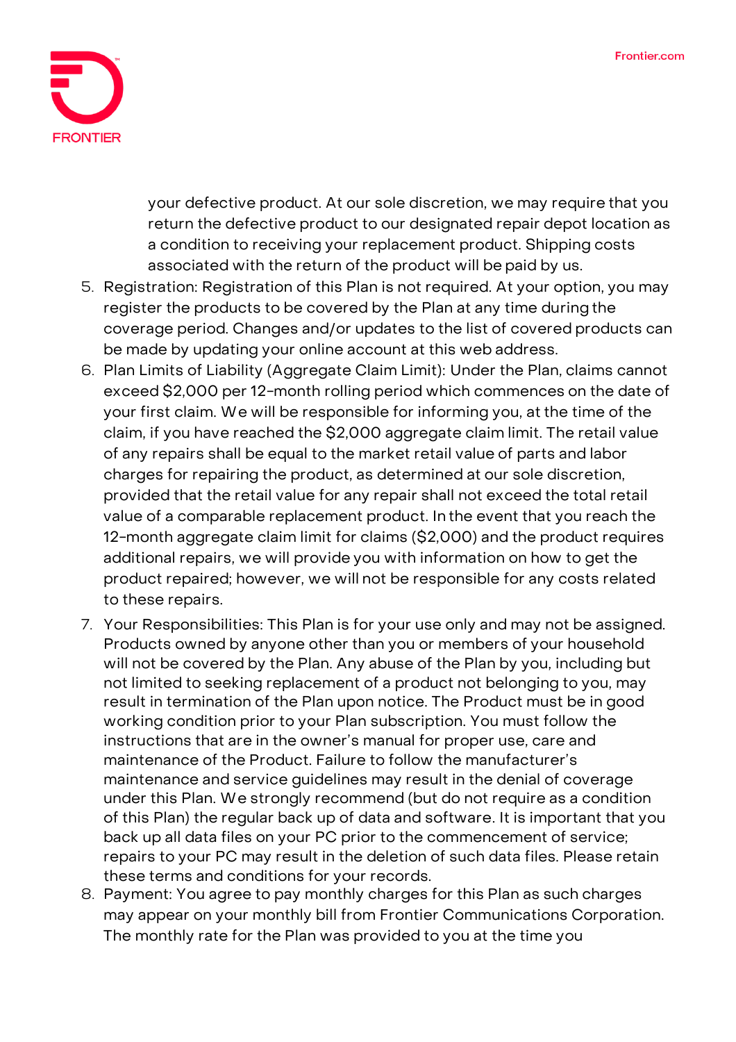your defective product. At our sole discretion, we may require that you return the defective product to our designated repair depot location as a condition to receiving your replacement product. Shipping costs associated with the return of the product will be paid by us.

5. Registration: Registration of this Plan is not required. At your option, you may register the products to be covered by the Plan at any time during the coverage period. Changes and/or updates to the list of covered products can be made by updating your online account at this web address.
6. Plan Limits of Liability (Aggregate Claim Limit): Under the Plan, claims cannot exceed $2,000 per 12-month rolling period which commences on the date of your first claim. We will be responsible for informing you, at the time of the claim, if you have reached the $2,000 aggregate claim limit. The retail value of any repairs shall be equal to the market retail value of parts and labor charges for repairing the product, as determined at our sole discretion, provided that the retail value for any repair shall not exceed the total retail value of a comparable replacement product. In the event that you reach the 12-month aggregate claim limit for claims ($2,000) and the product requires additional repairs, we will provide you with information on how to get the product repaired; however, we will not be responsible for any costs related to these repairs.
7. Your Responsibilities: This Plan is for your use only and may not be assigned. Products owned by anyone other than you or members of your household will not be covered by the Plan. Any abuse of the Plan by you, including but not limited to seeking replacement of a product not belonging to you, may result in termination of the Plan upon notice. The Product must be in good working condition prior to your Plan subscription. You must follow the instructions that are in the owner's manual for proper use, care and maintenance of the Product. Failure to follow the manufacturer's maintenance and service guidelines may result in the denial of coverage under this Plan. We strongly recommend (but do not require as a condition of this Plan) the regular back up of data and software. It is important that you back up all data files on your PC prior to the commencement of service; repairs to your PC may result in the deletion of such data files. Please retain these terms and conditions for your records.
8. Payment: You agree to pay monthly charges for this Plan as such charges may appear on your monthly bill from Frontier Communications Corporation. The monthly rate for the Plan was provided to you at the time you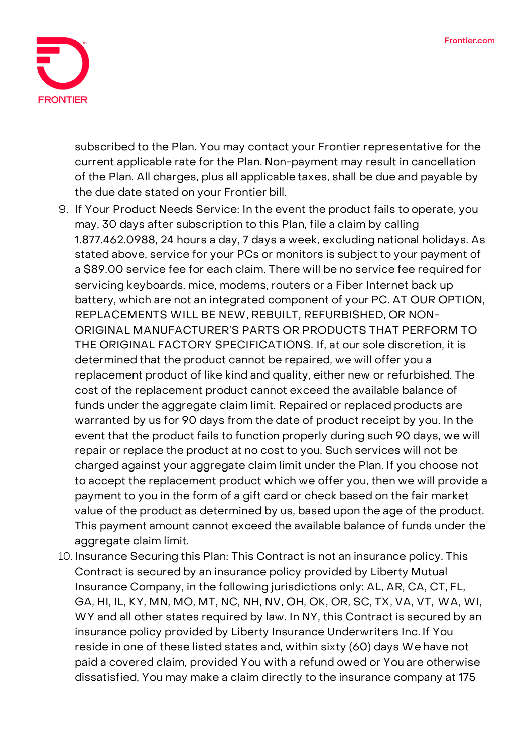subscribed to the Plan. You may contact your Frontier representative for the current applicable rate for the Plan. Non-payment may result in cancellation of the Plan. All charges, plus all applicable taxes, shall be due and payable by the due date stated on your Frontier bill.

9. If Your Product Needs Service: In the event the product fails to operate, you may, 30 days after subscription to this Plan, file a claim by calling 1.877.462.0988, 24 hours a day, 7 days a week, excluding national holidays. As stated above, service for your PCs or monitors is subject to your payment of a $89.00 service fee for each claim. There will be no service fee required for servicing keyboards, mice, modems, routers or a Fiber Internet back up battery, which are not an integrated component of your PC. AT OUR OPTION, REPLACEMENTS WILL BE NEW, REBUILT, REFURBISHED, OR NON-ORIGINAL MANUFACTURER'S PARTS OR PRODUCTS THAT PERFORM TO THE ORIGINAL FACTORY SPECIFICATIONS. If, at our sole discretion, it is determined that the product cannot be repaired, we will offer you a replacement product of like kind and quality, either new or refurbished. The cost of the replacement product cannot exceed the available balance of funds under the aggregate claim limit. Repaired or replaced products are warranted by us for 90 days from the date of product receipt by you. In the event that the product fails to function properly during such 90 days, we will repair or replace the product at no cost to you. Such services will not be charged against your aggregate claim limit under the Plan. If you choose not to accept the replacement product which we offer you, then we will provide a payment to you in the form of a gift card or check based on the fair market value of the product as determined by us, based upon the age of the product. This payment amount cannot exceed the available balance of funds under the aggregate claim limit.
10. Insurance Securing this Plan: This Contract is not an insurance policy. This Contract is secured by an insurance policy provided by Liberty Mutual Insurance Company, in the following jurisdictions only: AL, AR, CA, CT, FL, GA, HI, IL, KY, MN, MO, MT, NC, NH, NV, OH, OK, OR, SC, TX, VA, VT, WA, WI, WY and all other states required by law. In NY, this Contract is secured by an insurance policy provided by Liberty Insurance Underwriters Inc. If You reside in one of these listed states and, within sixty (60) days We have not paid a covered claim, provided You with a refund owed or You are otherwise dissatisfied, You may make a claim directly to the insurance company at 175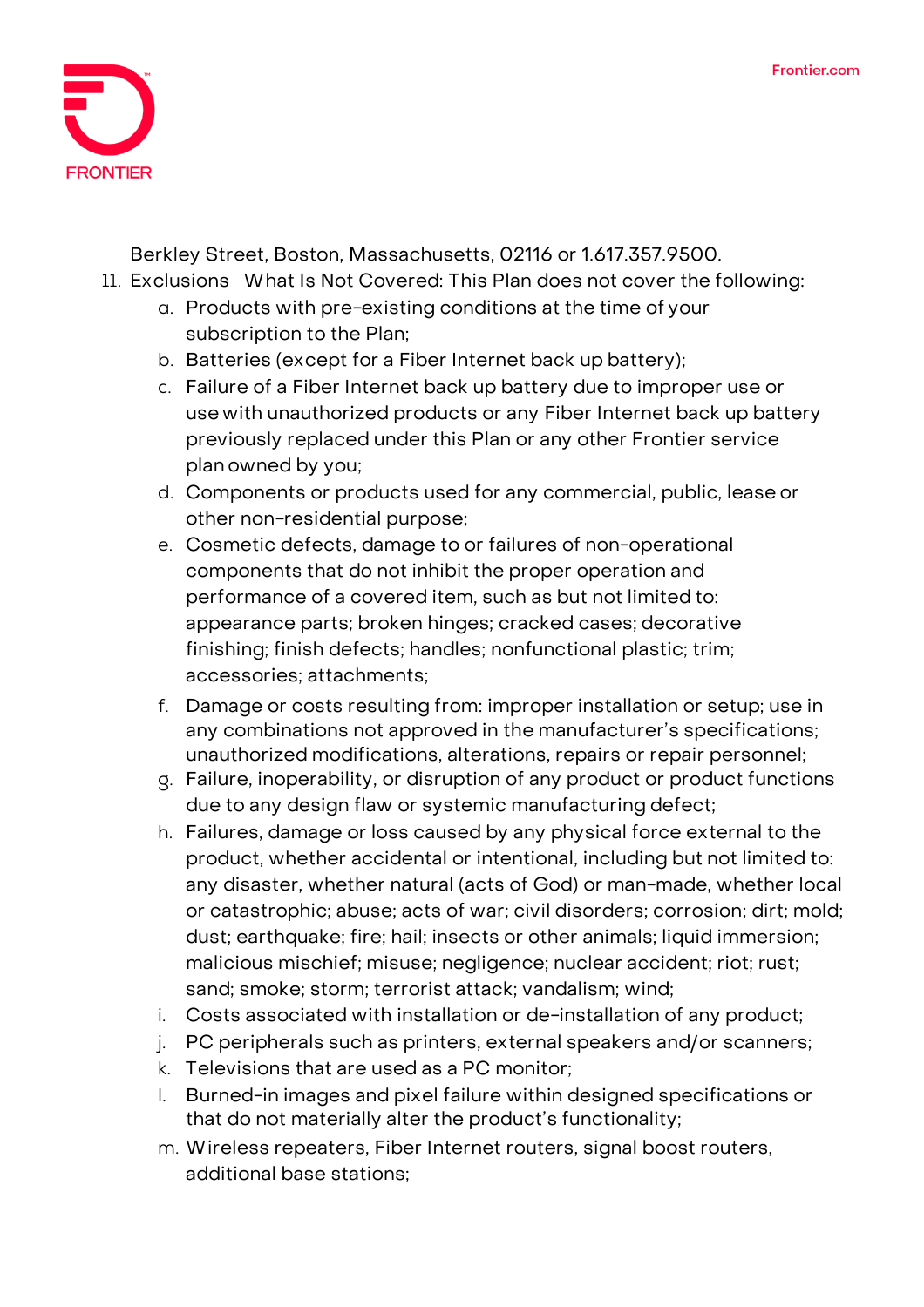Berkley Street, Boston, Massachusetts, 02116 or 1.617.357.9500.

11. Exclusions What Is Not Covered: This Plan does not cover the following:
    a. Products with pre-existing conditions at the time of your subscription to the Plan;
    b. Batteries (except for a Fiber Internet back up battery);
    c. Failure of a Fiber Internet back up battery due to improper use or use with unauthorized products or any Fiber Internet back up battery previously replaced under this Plan or any other Frontier service plan owned by you;
    d. Components or products used for any commercial, public, lease or other non-residential purpose;
    e. Cosmetic defects, damage to or failures of non-operational components that do not inhibit the proper operation and performance of a covered item, such as but not limited to: appearance parts; broken hinges; cracked cases; decorative finishing; finish defects; handles; nonfunctional plastic; trim; accessories; attachments;
    f. Damage or costs resulting from: improper installation or setup; use in any combinations not approved in the manufacturer's specifications; unauthorized modifications, alterations, repairs or repair personnel;
    g. Failure, inoperability, or disruption of any product or product functions due to any design flaw or systemic manufacturing defect;
    h. Failures, damage or loss caused by any physical force external to the product, whether accidental or intentional, including but not limited to: any disaster, whether natural (acts of God) or man-made, whether local or catastrophic; abuse; acts of war; civil disorders; corrosion; dirt; mold; dust; earthquake; fire; hail; insects or other animals; liquid immersion; malicious mischief; misuse; negligence; nuclear accident; riot; rust; sand; smoke; storm; terrorist attack; vandalism; wind;
    i. Costs associated with installation or de-installation of any product;
    j. PC peripherals such as printers, external speakers and/or scanners;
    k. Televisions that are used as a PC monitor;
    l. Burned-in images and pixel failure within designed specifications or that do not materially alter the product's functionality;
    m. Wireless repeaters, Fiber Internet routers, signal boost routers, additional base stations;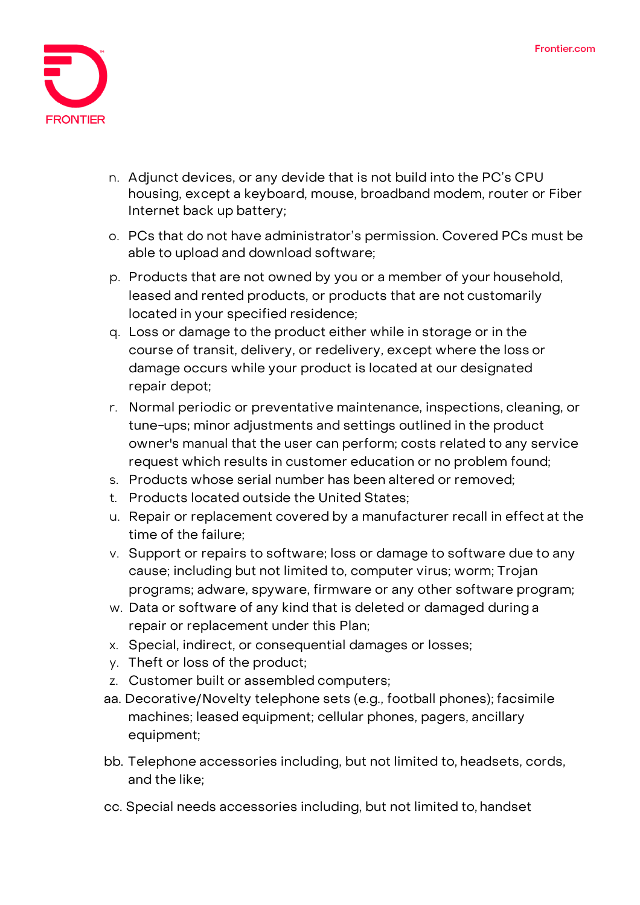n. Adjunct devices, or any devide that is not build into the PC's CPU housing, except a keyboard, mouse, broadband modem, router or Fiber Internet back up battery;

o. PCs that do not have administrator's permission. Covered PCs must be able to upload and download software;

p. Products that are not owned by you or a member of your household, leased and rented products, or products that are not customarily located in your specified residence;

q. Loss or damage to the product either while in storage or in the course of transit, delivery, or redelivery, except where the loss or damage occurs while your product is located at our designated repair depot;

r. Normal periodic or preventative maintenance, inspections, cleaning, or tune-ups; minor adjustments and settings outlined in the product owner's manual that the user can perform; costs related to any service request which results in customer education or no problem found;

s. Products whose serial number has been altered or removed;

t. Products located outside the United States;

u. Repair or replacement covered by a manufacturer recall in effect at the time of the failure;

v. Support or repairs to software; loss or damage to software due to any cause; including but not limited to, computer virus; worm; Trojan programs; adware, spyware, firmware or any other software program;

w. Data or software of any kind that is deleted or damaged during a repair or replacement under this Plan;

x. Special, indirect, or consequential damages or losses;

y. Theft or loss of the product;

z. Customer built or assembled computers;

aa. Decorative/Novelty telephone sets (e.g., football phones); facsimile machines; leased equipment; cellular phones, pagers, ancillary equipment;

bb. Telephone accessories including, but not limited to, headsets, cords, and the like;

cc. Special needs accessories including, but not limited to, handset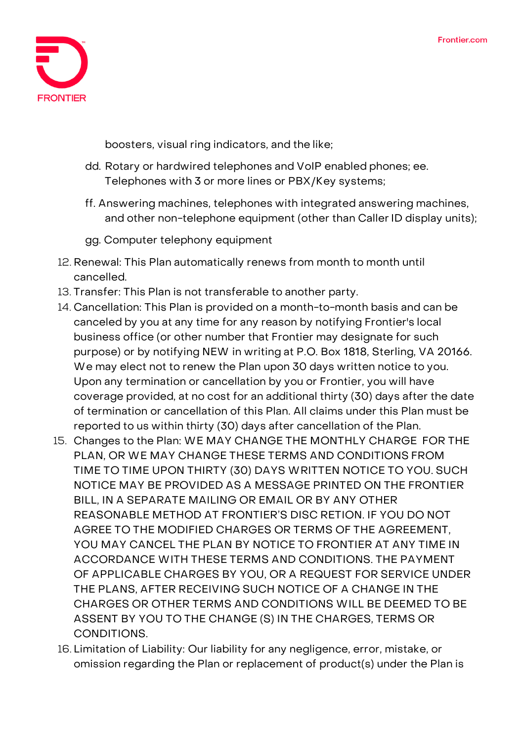boosters, visual ring indicators, and the like;

dd. Rotary or hardwired telephones and VoIP enabled phones; ee. Telephones with 3 or more lines or PBX/Key systems;

ff. Answering machines, telephones with integrated answering machines, and other non-telephone equipment (other than Caller ID display units);

gg. Computer telephony equipment

12. Renewal: This Plan automatically renews from month to month until cancelled.
13. Transfer: This Plan is not transferable to another party.
14. Cancellation: This Plan is provided on a month-to-month basis and can be canceled by you at any time for any reason by notifying Frontier's local business office (or other number that Frontier may designate for such purpose) or by notifying NEW in writing at P.O. Box 1818, Sterling, VA 20166. We may elect not to renew the Plan upon 30 days written notice to you. Upon any termination or cancellation by you or Frontier, you will have coverage provided, at no cost for an additional thirty (30) days after the date of termination or cancellation of this Plan. All claims under this Plan must be reported to us within thirty (30) days after cancellation of the Plan.
15. Changes to the Plan: WE MAY CHANGE THE MONTHLY CHARGE FOR THE PLAN, OR WE MAY CHANGE THESE TERMS AND CONDITIONS FROM TIME TO TIME UPON THIRTY (30) DAYS WRITTEN NOTICE TO YOU. SUCH NOTICE MAY BE PROVIDED AS A MESSAGE PRINTED ON THE FRONTIER BILL, IN A SEPARATE MAILING OR EMAIL OR BY ANY OTHER REASONABLE METHOD AT FRONTIER'S DISC RETION. IF YOU DO NOT AGREE TO THE MODIFIED CHARGES OR TERMS OF THE AGREEMENT, YOU MAY CANCEL THE PLAN BY NOTICE TO FRONTIER AT ANY TIME IN ACCORDANCE WITH THESE TERMS AND CONDITIONS. THE PAYMENT OF APPLICABLE CHARGES BY YOU, OR A REQUEST FOR SERVICE UNDER THE PLANS, AFTER RECEIVING SUCH NOTICE OF A CHANGE IN THE CHARGES OR OTHER TERMS AND CONDITIONS WILL BE DEEMED TO BE ASSENT BY YOU TO THE CHANGE (S) IN THE CHARGES, TERMS OR CONDITIONS.
16. Limitation of Liability: Our liability for any negligence, error, mistake, or omission regarding the Plan or replacement of product(s) under the Plan is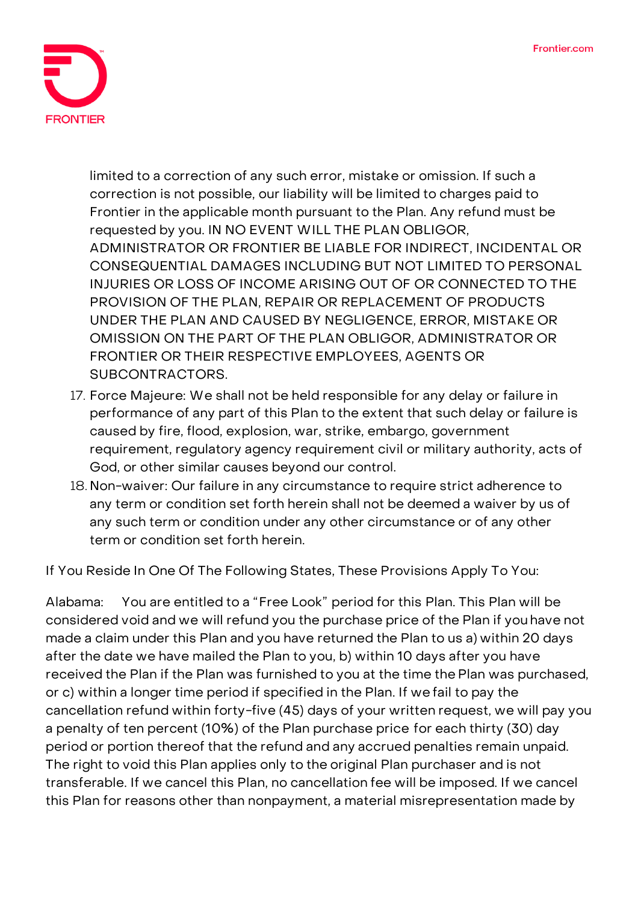limited to a correction of any such error, mistake or omission. If such a correction is not possible, our liability will be limited to charges paid to Frontier in the applicable month pursuant to the Plan. Any refund must be requested by you. IN NO EVENT WILL THE PLAN OBLIGOR, ADMINISTRATOR OR FRONTIER BE LIABLE FOR INDIRECT, INCIDENTAL OR CONSEQUENTIAL DAMAGES INCLUDING BUT NOT LIMITED TO PERSONAL INJURIES OR LOSS OF INCOME ARISING OUT OF OR CONNECTED TO THE PROVISION OF THE PLAN, REPAIR OR REPLACEMENT OF PRODUCTS UNDER THE PLAN AND CAUSED BY NEGLIGENCE, ERROR, MISTAKE OR OMISSION ON THE PART OF THE PLAN OBLIGOR, ADMINISTRATOR OR FRONTIER OR THEIR RESPECTIVE EMPLOYEES, AGENTS OR SUBCONTRACTORS.

17. Force Majeure: We shall not be held responsible for any delay or failure in performance of any part of this Plan to the extent that such delay or failure is caused by fire, flood, explosion, war, strike, embargo, government requirement, regulatory agency requirement civil or military authority, acts of God, or other similar causes beyond our control.
18. Non-waiver: Our failure in any circumstance to require strict adherence to any term or condition set forth herein shall not be deemed a waiver by us of any such term or condition under any other circumstance or of any other term or condition set forth herein.

If You Reside In One Of The Following States, These Provisions Apply To You:

Alabama: You are entitled to a "Free Look" period for this Plan. This Plan will be considered void and we will refund you the purchase price of the Plan if you have not made a claim under this Plan and you have returned the Plan to us a) within 20 days after the date we have mailed the Plan to you, b) within 10 days after you have received the Plan if the Plan was furnished to you at the time the Plan was purchased, or c) within a longer time period if specified in the Plan. If we fail to pay the cancellation refund within forty-five (45) days of your written request, we will pay you a penalty of ten percent (10%) of the Plan purchase price for each thirty (30) day period or portion thereof that the refund and any accrued penalties remain unpaid. The right to void this Plan applies only to the original Plan purchaser and is not transferable. If we cancel this Plan, no cancellation fee will be imposed. If we cancel this Plan for reasons other than nonpayment, a material misrepresentation made by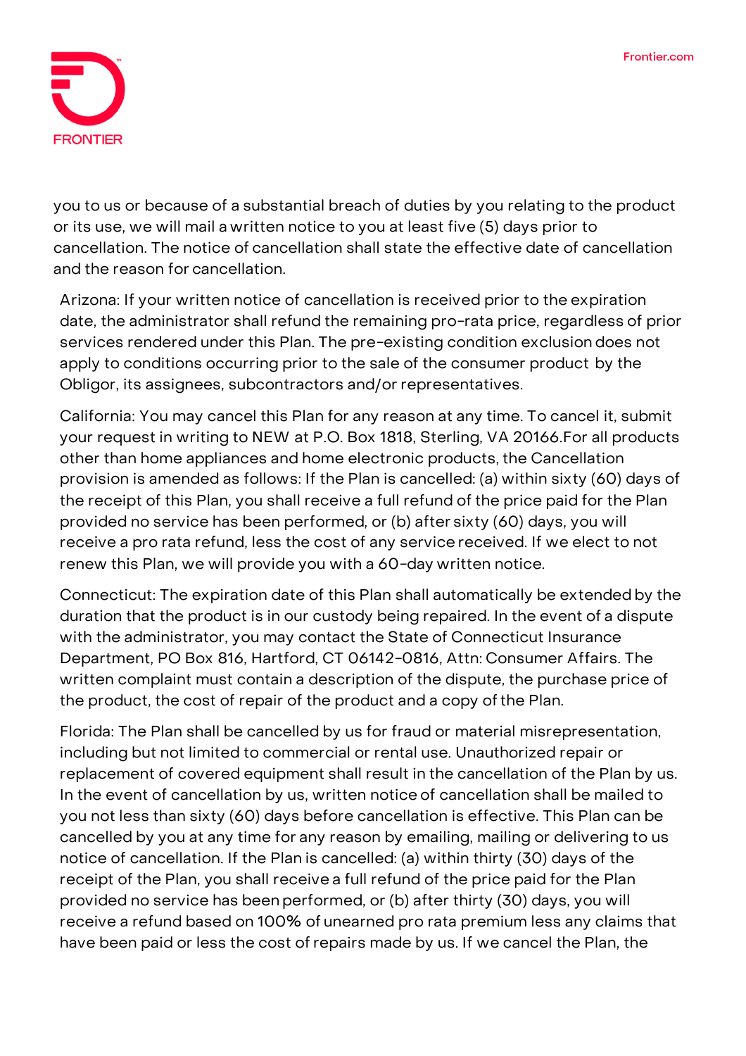you to us or because of a substantial breach of duties by you relating to the product or its use, we will mail a written notice to you at least five (5) days prior to cancellation. The notice of cancellation shall state the effective date of cancellation and the reason for cancellation.

Arizona: If your written notice of cancellation is received prior to the expiration date, the administrator shall refund the remaining pro-rata price, regardless of prior services rendered under this Plan. The pre-existing condition exclusion does not apply to conditions occurring prior to the sale of the consumer product by the Obligor, its assignees, subcontractors and/or representatives.

California: You may cancel this Plan for any reason at any time. To cancel it, submit your request in writing to NEW at P.O. Box 1818, Sterling, VA 20166.For all products other than home appliances and home electronic products, the Cancellation provision is amended as follows: If the Plan is cancelled: (a) within sixty (60) days of the receipt of this Plan, you shall receive a full refund of the price paid for the Plan provided no service has been performed, or (b) after sixty (60) days, you will receive a pro rata refund, less the cost of any service received. If we elect to not renew this Plan, we will provide you with a 60-day written notice.

Connecticut: The expiration date of this Plan shall automatically be extended by the duration that the product is in our custody being repaired. In the event of a dispute with the administrator, you may contact the State of Connecticut Insurance Department, PO Box 816, Hartford, CT 06142-0816, Attn: Consumer Affairs. The written complaint must contain a description of the dispute, the purchase price of the product, the cost of repair of the product and a copy of the Plan.

Florida: The Plan shall be cancelled by us for fraud or material misrepresentation, including but not limited to commercial or rental use. Unauthorized repair or replacement of covered equipment shall result in the cancellation of the Plan by us. In the event of cancellation by us, written notice of cancellation shall be mailed to you not less than sixty (60) days before cancellation is effective. This Plan can be cancelled by you at any time for any reason by emailing, mailing or delivering to us notice of cancellation. If the Plan is cancelled: (a) within thirty (30) days of the receipt of the Plan, you shall receive a full refund of the price paid for the Plan provided no service has been performed, or (b) after thirty (30) days, you will receive a refund based on 100% of unearned pro rata premium less any claims that have been paid or less the cost of repairs made by us. If we cancel the Plan, the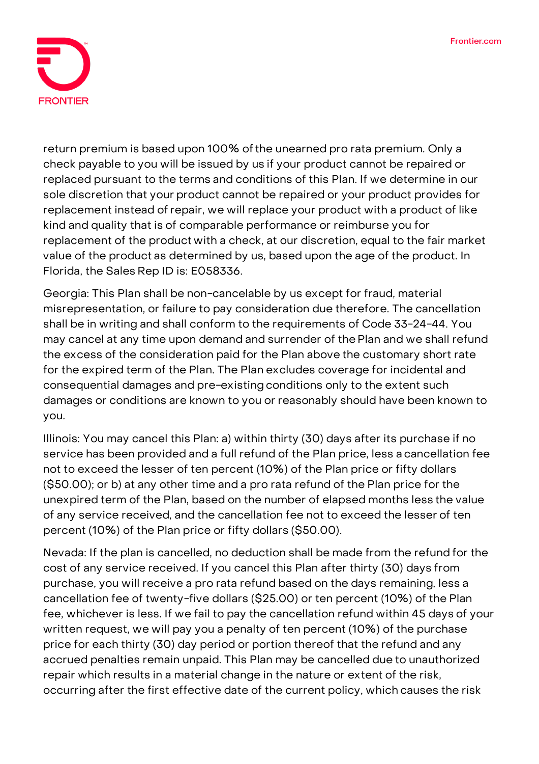return premium is based upon 100% of the unearned pro rata premium. Only a check payable to you will be issued by us if your product cannot be repaired or replaced pursuant to the terms and conditions of this Plan. If we determine in our sole discretion that your product cannot be repaired or your product provides for replacement instead of repair, we will replace your product with a product of like kind and quality that is of comparable performance or reimburse you for replacement of the product with a check, at our discretion, equal to the fair market value of the product as determined by us, based upon the age of the product. In Florida, the Sales Rep ID is: E058336.

Georgia: This Plan shall be non-cancelable by us except for fraud, material misrepresentation, or failure to pay consideration due therefore. The cancellation shall be in writing and shall conform to the requirements of Code 33-24-44. You may cancel at any time upon demand and surrender of the Plan and we shall refund the excess of the consideration paid for the Plan above the customary short rate for the expired term of the Plan. The Plan excludes coverage for incidental and consequential damages and pre-existing conditions only to the extent such damages or conditions are known to you or reasonably should have been known to you.

Illinois: You may cancel this Plan: a) within thirty (30) days after its purchase if no service has been provided and a full refund of the Plan price, less a cancellation fee not to exceed the lesser of ten percent (10%) of the Plan price or fifty dollars ($50.00); or b) at any other time and a pro rata refund of the Plan price for the unexpired term of the Plan, based on the number of elapsed months less the value of any service received, and the cancellation fee not to exceed the lesser of ten percent (10%) of the Plan price or fifty dollars ($50.00).

Nevada: If the plan is cancelled, no deduction shall be made from the refund for the cost of any service received. If you cancel this Plan after thirty (30) days from purchase, you will receive a pro rata refund based on the days remaining, less a cancellation fee of twenty-five dollars ($25.00) or ten percent (10%) of the Plan fee, whichever is less. If we fail to pay the cancellation refund within 45 days of your written request, we will pay you a penalty of ten percent (10%) of the purchase price for each thirty (30) day period or portion thereof that the refund and any accrued penalties remain unpaid. This Plan may be cancelled due to unauthorized repair which results in a material change in the nature or extent of the risk, occurring after the first effective date of the current policy, which causes the risk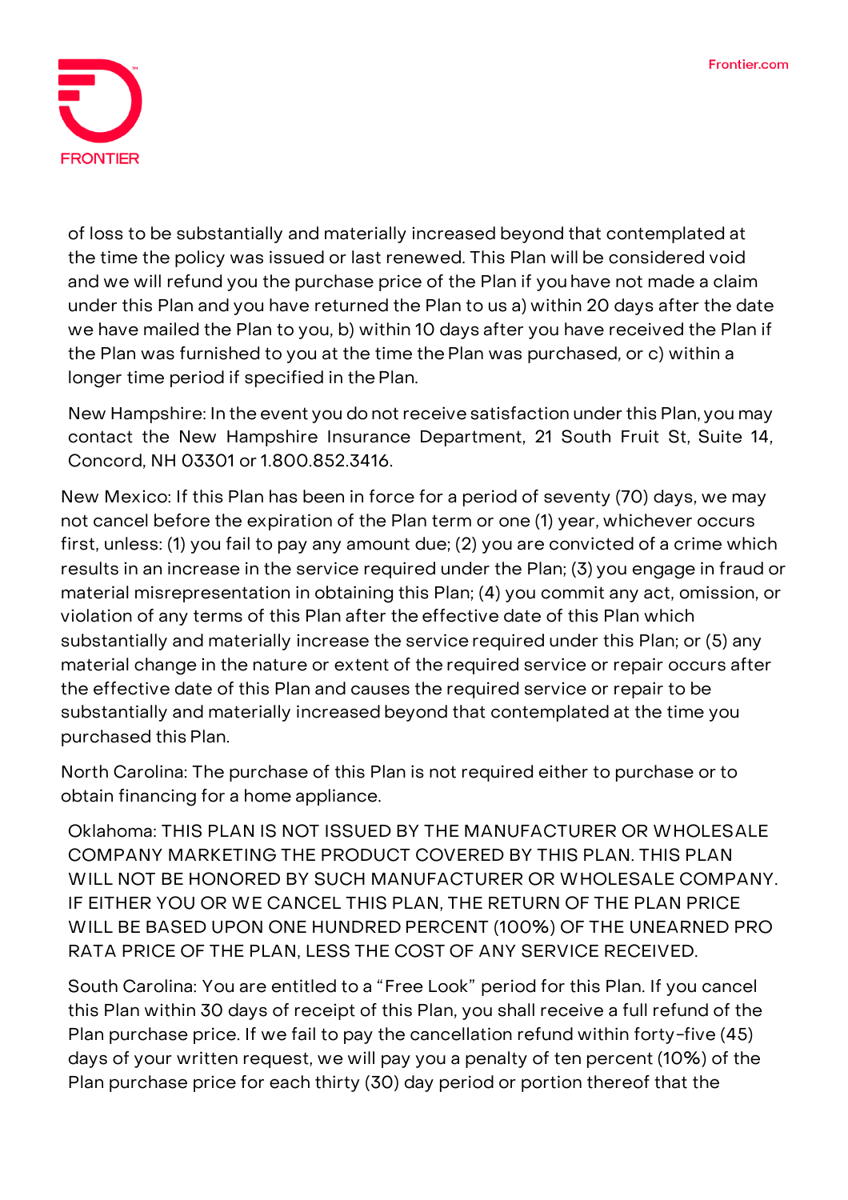of loss to be substantially and materially increased beyond that contemplated at the time the policy was issued or last renewed. This Plan will be considered void and we will refund you the purchase price of the Plan if you have not made a claim under this Plan and you have returned the Plan to us a) within 20 days after the date we have mailed the Plan to you, b) within 10 days after you have received the Plan if the Plan was furnished to you at the time the Plan was purchased, or c) within a longer time period if specified in the Plan.

New Hampshire: In the event you do not receive satisfaction under this Plan, you may contact the New Hampshire Insurance Department, 21 South Fruit St, Suite 14, Concord, NH 03301 or 1.800.852.3416.

New Mexico: If this Plan has been in force for a period of seventy (70) days, we may not cancel before the expiration of the Plan term or one (1) year, whichever occurs first, unless: (1) you fail to pay any amount due; (2) you are convicted of a crime which results in an increase in the service required under the Plan; (3) you engage in fraud or material misrepresentation in obtaining this Plan; (4) you commit any act, omission, or violation of any terms of this Plan after the effective date of this Plan which substantially and materially increase the service required under this Plan; or (5) any material change in the nature or extent of the required service or repair occurs after the effective date of this Plan and causes the required service or repair to be substantially and materially increased beyond that contemplated at the time you purchased this Plan.

North Carolina: The purchase of this Plan is not required either to purchase or to obtain financing for a home appliance.

Oklahoma: THIS PLAN IS NOT ISSUED BY THE MANUFACTURER OR WHOLESALE COMPANY MARKETING THE PRODUCT COVERED BY THIS PLAN. THIS PLAN WILL NOT BE HONORED BY SUCH MANUFACTURER OR WHOLESALE COMPANY. IF EITHER YOU OR WE CANCEL THIS PLAN, THE RETURN OF THE PLAN PRICE WILL BE BASED UPON ONE HUNDRED PERCENT (100%) OF THE UNEARNED PRO RATA PRICE OF THE PLAN, LESS THE COST OF ANY SERVICE RECEIVED.

South Carolina: You are entitled to a "Free Look" period for this Plan. If you cancel this Plan within 30 days of receipt of this Plan, you shall receive a full refund of the Plan purchase price. If we fail to pay the cancellation refund within forty-five (45) days of your written request, we will pay you a penalty of ten percent (10%) of the Plan purchase price for each thirty (30) day period or portion thereof that the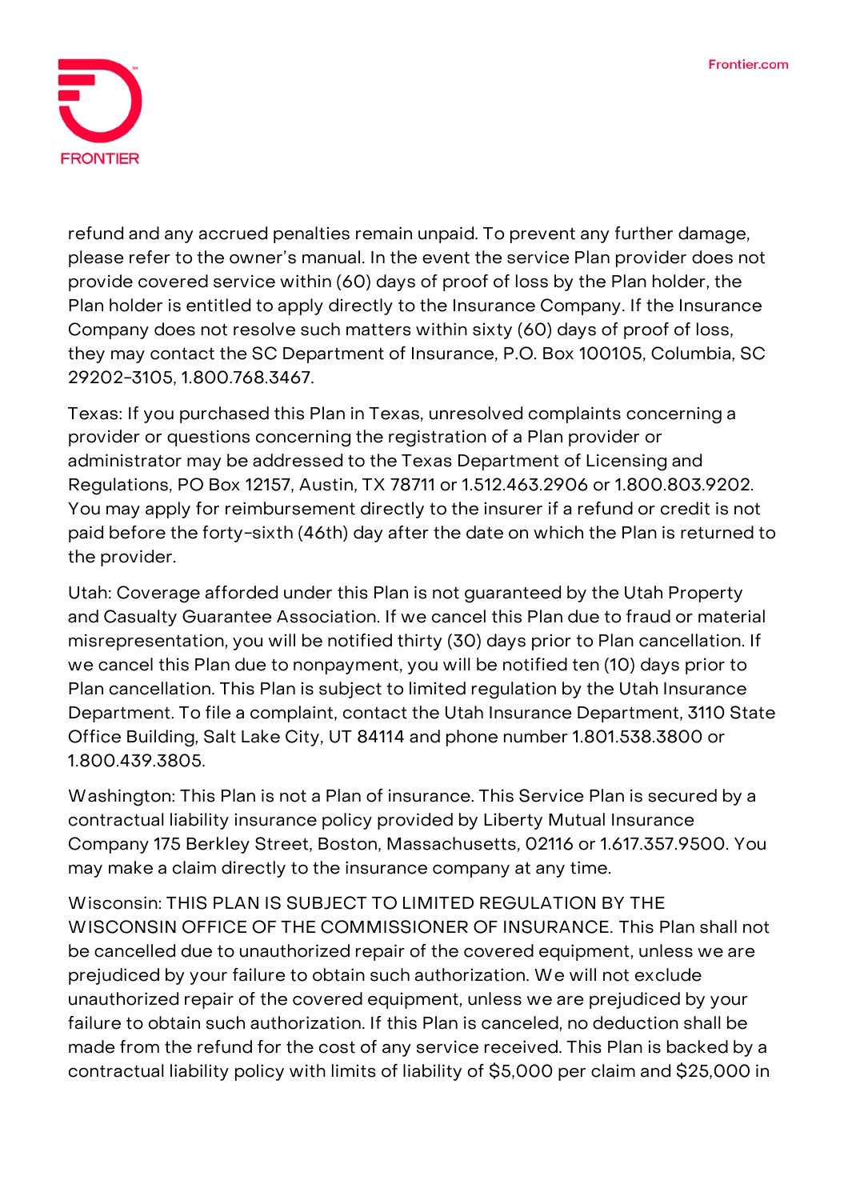refund and any accrued penalties remain unpaid. To prevent any further damage, please refer to the owner's manual. In the event the service Plan provider does not provide covered service within (60) days of proof of loss by the Plan holder, the Plan holder is entitled to apply directly to the Insurance Company. If the Insurance Company does not resolve such matters within sixty (60) days of proof of loss, they may contact the SC Department of Insurance, P.O. Box 100105, Columbia, SC 29202-3105, 1.800.768.3467.

Texas: If you purchased this Plan in Texas, unresolved complaints concerning a provider or questions concerning the registration of a Plan provider or administrator may be addressed to the Texas Department of Licensing and Regulations, PO Box 12157, Austin, TX 78711 or 1.512.463.2906 or 1.800.803.9202. You may apply for reimbursement directly to the insurer if a refund or credit is not paid before the forty-sixth (46th) day after the date on which the Plan is returned to the provider.

Utah: Coverage afforded under this Plan is not guaranteed by the Utah Property and Casualty Guarantee Association. If we cancel this Plan due to fraud or material misrepresentation, you will be notified thirty (30) days prior to Plan cancellation. If we cancel this Plan due to nonpayment, you will be notified ten (10) days prior to Plan cancellation. This Plan is subject to limited regulation by the Utah Insurance Department. To file a complaint, contact the Utah Insurance Department, 3110 State Office Building, Salt Lake City, UT 84114 and phone number 1.801.538.3800 or 1.800.439.3805.

Washington: This Plan is not a Plan of insurance. This Service Plan is secured by a contractual liability insurance policy provided by Liberty Mutual Insurance Company 175 Berkley Street, Boston, Massachusetts, 02116 or 1.617.357.9500. You may make a claim directly to the insurance company at any time.

Wisconsin: THIS PLAN IS SUBJECT TO LIMITED REGULATION BY THE WISCONSIN OFFICE OF THE COMMISSIONER OF INSURANCE. This Plan shall not be cancelled due to unauthorized repair of the covered equipment, unless we are prejudiced by your failure to obtain such authorization. We will not exclude unauthorized repair of the covered equipment, unless we are prejudiced by your failure to obtain such authorization. If this Plan is canceled, no deduction shall be made from the refund for the cost of any service received. This Plan is backed by a contractual liability policy with limits of liability of $5,000 per claim and $25,000 in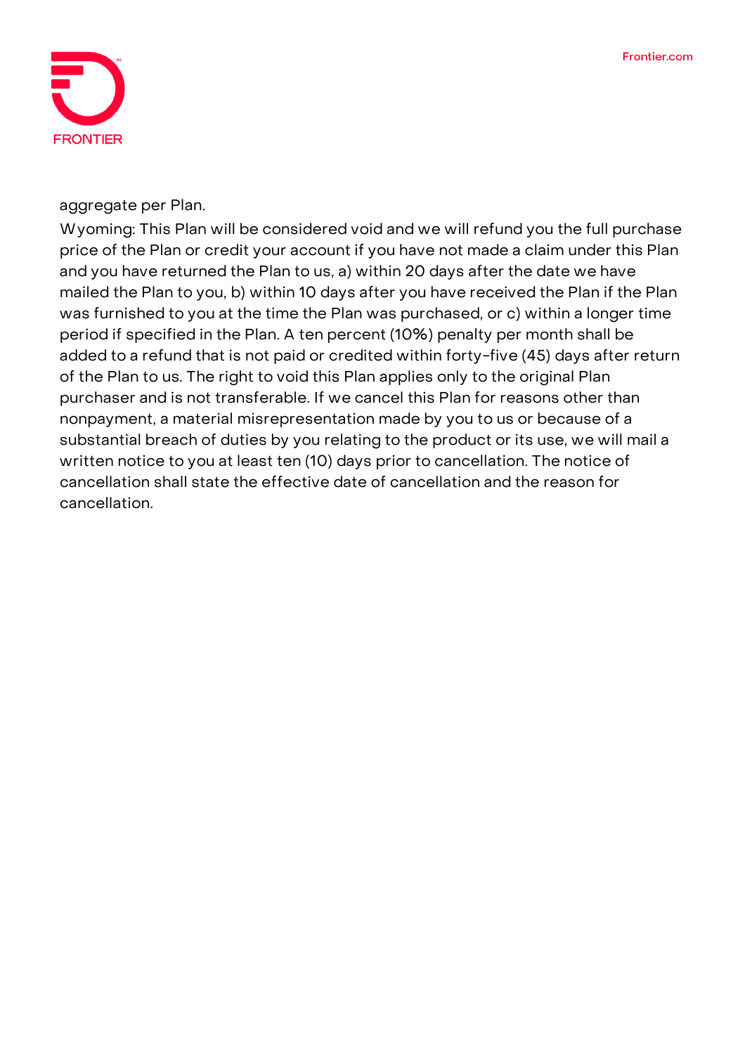aggregate per Plan.

Wyoming: This Plan will be considered void and we will refund you the full purchase price of the Plan or credit your account if you have not made a claim under this Plan and you have returned the Plan to us, a) within 20 days after the date we have mailed the Plan to you, b) within 10 days after you have received the Plan if the Plan was furnished to you at the time the Plan was purchased, or c) within a longer time period if specified in the Plan. A ten percent (10%) penalty per month shall be added to a refund that is not paid or credited within forty-five (45) days after return of the Plan to us. The right to void this Plan applies only to the original Plan purchaser and is not transferable. If we cancel this Plan for reasons other than nonpayment, a material misrepresentation made by you to us or because of a substantial breach of duties by you relating to the product or its use, we will mail a written notice to you at least ten (10) days prior to cancellation. The notice of cancellation shall state the effective date of cancellation and the reason for cancellation.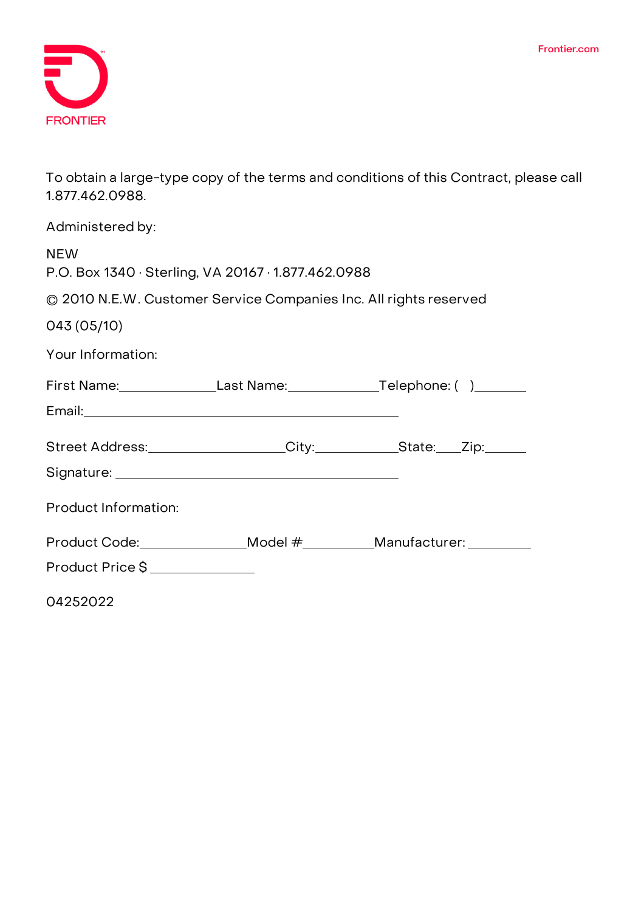FRONTIER

Frontier.com

To obtain a large-type copy of the terms and conditions of this Contract, please call 1.877.462.0988.

Administered by:

NEW
P.O. Box 1340 · Sterling, VA 20167 · 1.877.462.0988

© 2010 N.E.W. Customer Service Companies Inc. All rights reserved

043 (05/10)

Your Information:

First Name:______________Last Name:_____________Telephone: (   )_______

Email:_____________________________________________

Street Address:____________________City:___________State:___Zip:______

Signature: ___________________________________________

Product Information:

Product Code:_______________Model #__________Manufacturer: _________

Product Price $ _______________

04252022